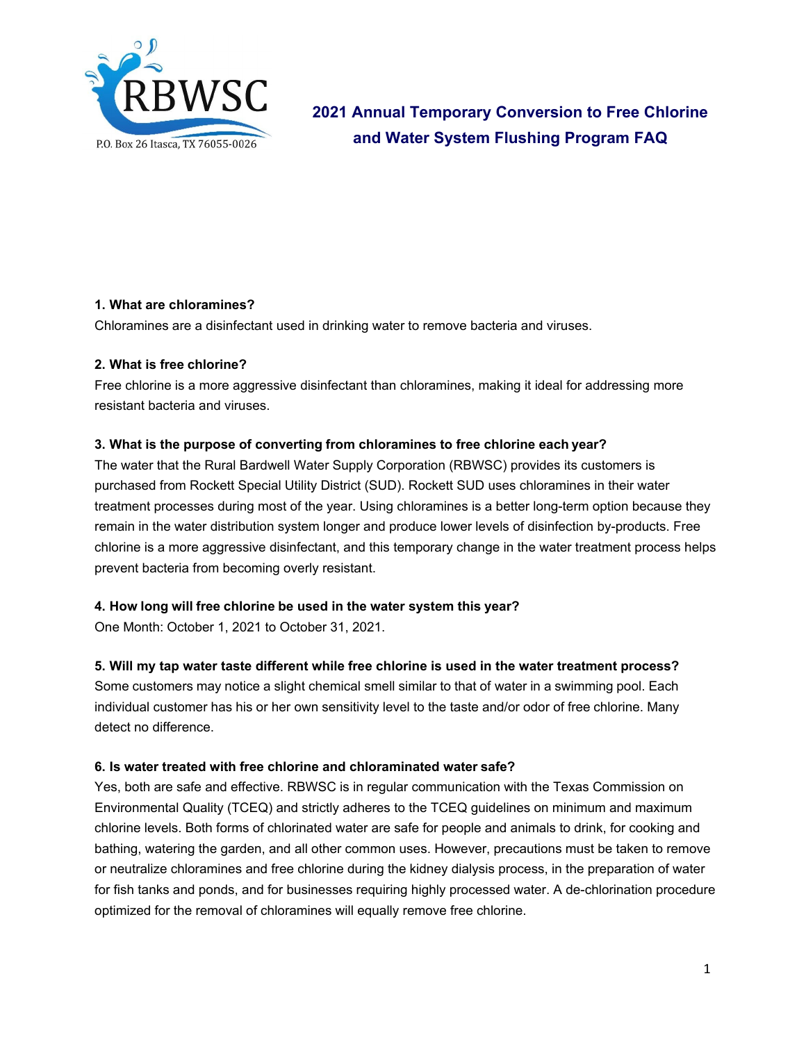RBWSC

P.O. Box 26 Itasca, TX 76055-0026

# 2021 Annual Temporary Conversion to Free Chlorine and Water System Flushing Program FAQ

**1. What are chloramines?**

Chloramines are a disinfectant used in drinking water to remove bacteria and viruses.

**2. What is free chlorine?**

Free chlorine is a more aggressive disinfectant than chloramines, making it ideal for addressing more resistant bacteria and viruses.

**3. What is the purpose of converting from chloramines to free chlorine each year?**

The water that the Rural Bardwell Water Supply Corporation (RBWSC) provides its customers is purchased from Rockett Special Utility District (SUD). Rockett SUD uses chloramines in their water treatment processes during most of the year. Using chloramines is a better long-term option because they remain in the water distribution system longer and produce lower levels of disinfection by-products. Free chlorine is a more aggressive disinfectant, and this temporary change in the water treatment process helps prevent bacteria from becoming overly resistant.

**4. How long will free chlorine be used in the water system this year?**

One Month: October 1, 2021 to October 31, 2021.

**5. Will my tap water taste different while free chlorine is used in the water treatment process?**

Some customers may notice a slight chemical smell similar to that of water in a swimming pool. Each individual customer has his or her own sensitivity level to the taste and/or odor of free chlorine. Many detect no difference.

**6. Is water treated with free chlorine and chloraminated water safe?**

Yes, both are safe and effective. RBWSC is in regular communication with the Texas Commission on Environmental Quality (TCEQ) and strictly adheres to the TCEQ guidelines on minimum and maximum chlorine levels. Both forms of chlorinated water are safe for people and animals to drink, for cooking and bathing, watering the garden, and all other common uses. However, precautions must be taken to remove or neutralize chloramines and free chlorine during the kidney dialysis process, in the preparation of water for fish tanks and ponds, and for businesses requiring highly processed water. A de-chlorination procedure optimized for the removal of chloramines will equally remove free chlorine.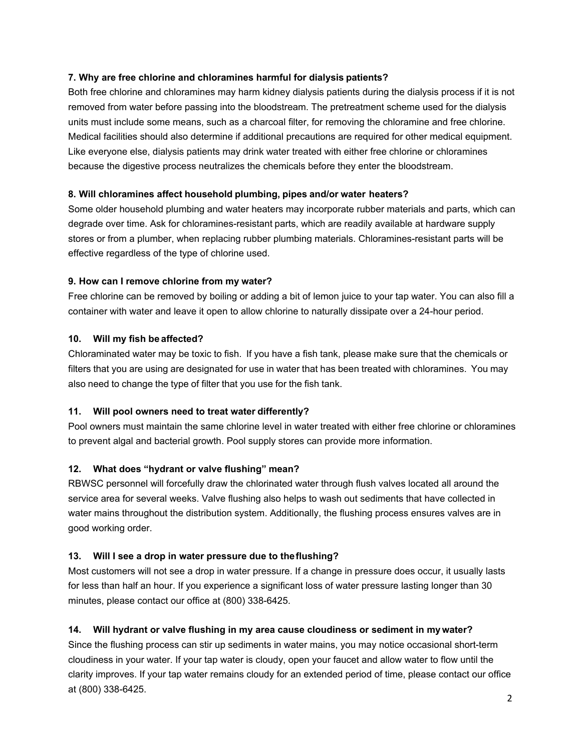**7. Why are free chlorine and chloramines harmful for dialysis patients?**

Both free chlorine and chloramines may harm kidney dialysis patients during the dialysis process if it is not removed from water before passing into the bloodstream. The pretreatment scheme used for the dialysis units must include some means, such as a charcoal filter, for removing the chloramine and free chlorine. Medical facilities should also determine if additional precautions are required for other medical equipment. Like everyone else, dialysis patients may drink water treated with either free chlorine or chloramines because the digestive process neutralizes the chemicals before they enter the bloodstream.

**8. Will chloramines affect household plumbing, pipes and/or water heaters?**

Some older household plumbing and water heaters may incorporate rubber materials and parts, which can degrade over time. Ask for chloramines-resistant parts, which are readily available at hardware supply stores or from a plumber, when replacing rubber plumbing materials. Chloramines-resistant parts will be effective regardless of the type of chlorine used.

**9. How can I remove chlorine from my water?**

Free chlorine can be removed by boiling or adding a bit of lemon juice to your tap water. You can also fill a container with water and leave it open to allow chlorine to naturally dissipate over a 24-hour period.

**10. Will my fish be affected?**

Chloraminated water may be toxic to fish. If you have a fish tank, please make sure that the chemicals or filters that you are using are designated for use in water that has been treated with chloramines. You may also need to change the type of filter that you use for the fish tank.

**11. Will pool owners need to treat water differently?**

Pool owners must maintain the same chlorine level in water treated with either free chlorine or chloramines to prevent algal and bacterial growth. Pool supply stores can provide more information.

**12. What does "hydrant or valve flushing" mean?**

RBWSC personnel will forcefully draw the chlorinated water through flush valves located all around the service area for several weeks. Valve flushing also helps to wash out sediments that have collected in water mains throughout the distribution system. Additionally, the flushing process ensures valves are in good working order.

**13. Will I see a drop in water pressure due to the flushing?**

Most customers will not see a drop in water pressure. If a change in pressure does occur, it usually lasts for less than half an hour. If you experience a significant loss of water pressure lasting longer than 30 minutes, please contact our office at (800) 338-6425.

**14. Will hydrant or valve flushing in my area cause cloudiness or sediment in my water?**

Since the flushing process can stir up sediments in water mains, you may notice occasional short-term cloudiness in your water. If your tap water is cloudy, open your faucet and allow water to flow until the clarity improves. If your tap water remains cloudy for an extended period of time, please contact our office at (800) 338-6425.